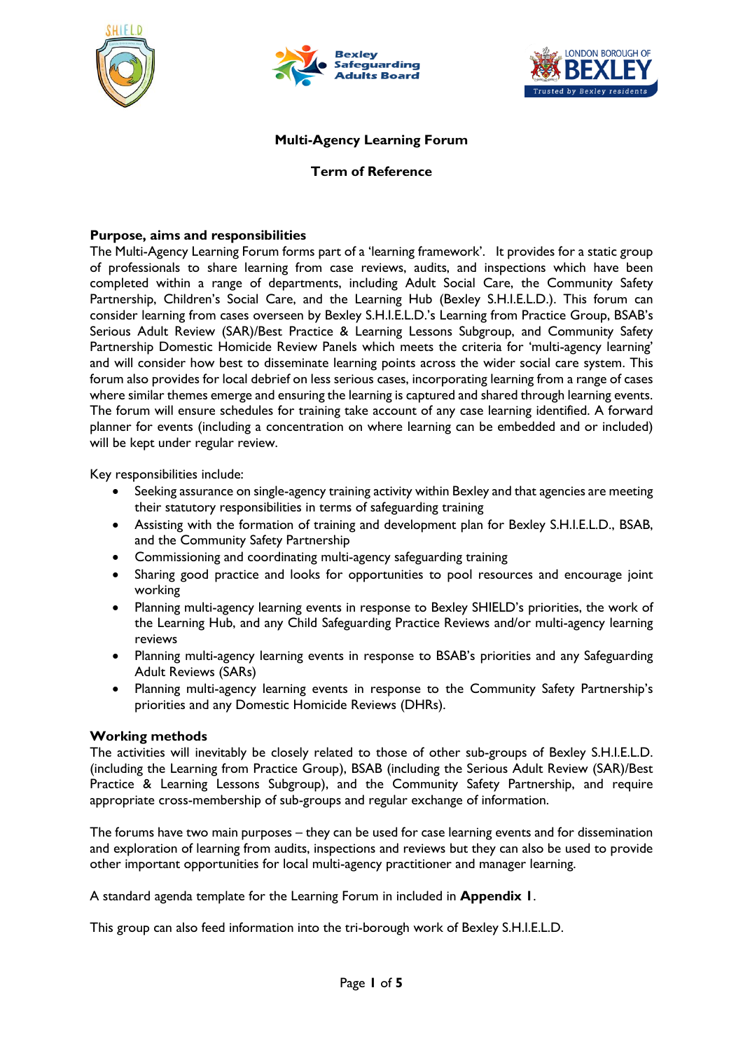# Multi-Agency Learning Forum

## Term of Reference

### Purpose, aims and responsibilities

The Multi-Agency Learning Forum forms part of a 'learning framework'. It provides for a static group of professionals to share learning from case reviews, audits, and inspections which have been completed within a range of departments, including Adult Social Care, the Community Safety Partnership, Children's Social Care, and the Learning Hub (Bexley S.H.I.E.L.D.). This forum can consider learning from cases overseen by Bexley S.H.I.E.L.D.'s Learning from Practice Group, BSAB's Serious Adult Review (SAR)/Best Practice & Learning Lessons Subgroup, and Community Safety Partnership Domestic Homicide Review Panels which meets the criteria for 'multi-agency learning' and will consider how best to disseminate learning points across the wider social care system. This forum also provides for local debrief on less serious cases, incorporating learning from a range of cases where similar themes emerge and ensuring the learning is captured and shared through learning events. The forum will ensure schedules for training take account of any case learning identified. A forward planner for events (including a concentration on where learning can be embedded and or included) will be kept under regular review.

Key responsibilities include:

- Seeking assurance on single-agency training activity within Bexley and that agencies are meeting their statutory responsibilities in terms of safeguarding training
- Assisting with the formation of training and development plan for Bexley S.H.I.E.L.D., BSAB, and the Community Safety Partnership
- Commissioning and coordinating multi-agency safeguarding training
- Sharing good practice and looks for opportunities to pool resources and encourage joint working
- Planning multi-agency learning events in response to Bexley SHIELD's priorities, the work of the Learning Hub, and any Child Safeguarding Practice Reviews and/or multi-agency learning reviews
- Planning multi-agency learning events in response to BSAB's priorities and any Safeguarding Adult Reviews (SARs)
- Planning multi-agency learning events in response to the Community Safety Partnership's priorities and any Domestic Homicide Reviews (DHRs).

### Working methods

The activities will inevitably be closely related to those of other sub-groups of Bexley S.H.I.E.L.D. (including the Learning from Practice Group), BSAB (including the Serious Adult Review (SAR)/Best Practice & Learning Lessons Subgroup), and the Community Safety Partnership, and require appropriate cross-membership of sub-groups and regular exchange of information.

The forums have two main purposes – they can be used for case learning events and for dissemination and exploration of learning from audits, inspections and reviews but they can also be used to provide other important opportunities for local multi-agency practitioner and manager learning.

A standard agenda template for the Learning Forum in included in **Appendix 1**.

This group can also feed information into the tri-borough work of Bexley S.H.I.E.L.D.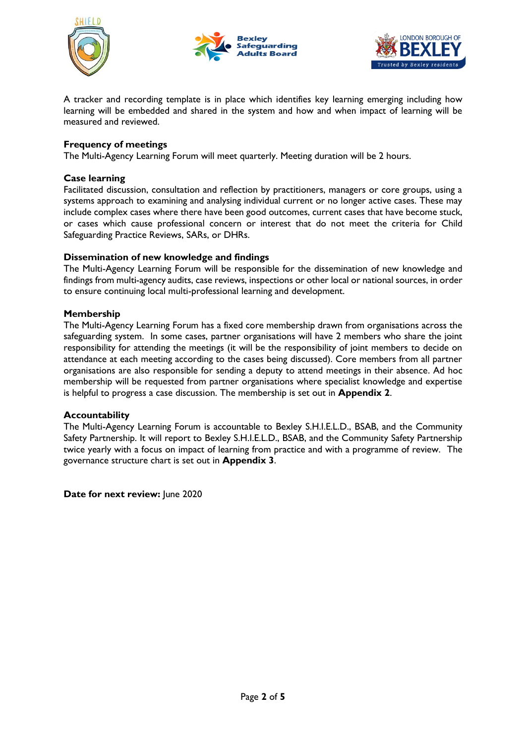A tracker and recording template is in place which identifies key learning emerging including how learning will be embedded and shared in the system and how and when impact of learning will be measured and reviewed.

**Frequency of meetings**
The Multi-Agency Learning Forum will meet quarterly. Meeting duration will be 2 hours.

**Case learning**
Facilitated discussion, consultation and reflection by practitioners, managers or core groups, using a systems approach to examining and analysing individual current or no longer active cases. These may include complex cases where there have been good outcomes, current cases that have become stuck, or cases which cause professional concern or interest that do not meet the criteria for Child Safeguarding Practice Reviews, SARs, or DHRs.

**Dissemination of new knowledge and findings**
The Multi-Agency Learning Forum will be responsible for the dissemination of new knowledge and findings from multi-agency audits, case reviews, inspections or other local or national sources, in order to ensure continuing local multi-professional learning and development.

**Membership**
The Multi-Agency Learning Forum has a fixed core membership drawn from organisations across the safeguarding system. In some cases, partner organisations will have 2 members who share the joint responsibility for attending the meetings (it will be the responsibility of joint members to decide on attendance at each meeting according to the cases being discussed). Core members from all partner organisations are also responsible for sending a deputy to attend meetings in their absence. Ad hoc membership will be requested from partner organisations where specialist knowledge and expertise is helpful to progress a case discussion. The membership is set out in **Appendix 2**.

**Accountability**
The Multi-Agency Learning Forum is accountable to Bexley S.H.I.E.L.D., BSAB, and the Community Safety Partnership. It will report to Bexley S.H.I.E.L.D., BSAB, and the Community Safety Partnership twice yearly with a focus on impact of learning from practice and with a programme of review. The governance structure chart is set out in **Appendix 3**.

**Date for next review:** June 2020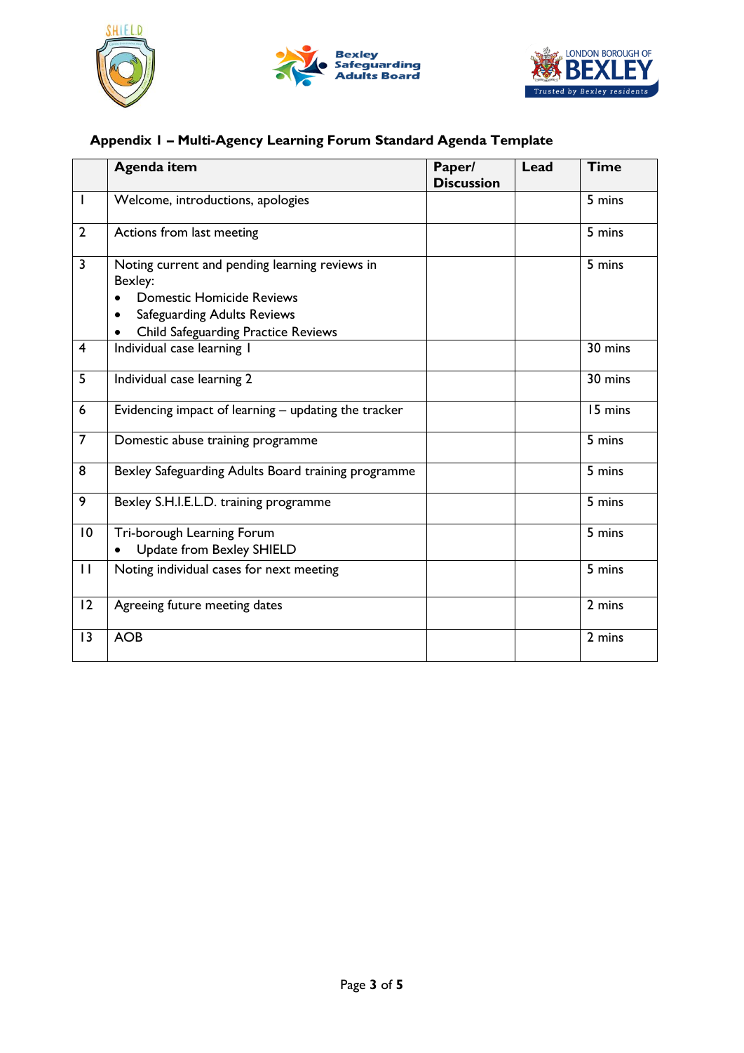## Appendix 1 – Multi-Agency Learning Forum Standard Agenda Template

| | Agenda item | Paper/ Discussion | Lead | Time |
|---|---|---|---|---|
| 1 | Welcome, introductions, apologies | | | 5 mins |
| 2 | Actions from last meeting | | | 5 mins |
| 3 | Noting current and pending learning reviews in Bexley:<br>• Domestic Homicide Reviews<br>• Safeguarding Adults Reviews<br>• Child Safeguarding Practice Reviews | | | 5 mins |
| 4 | Individual case learning 1 | | | 30 mins |
| 5 | Individual case learning 2 | | | 30 mins |
| 6 | Evidencing impact of learning – updating the tracker | | | 15 mins |
| 7 | Domestic abuse training programme | | | 5 mins |
| 8 | Bexley Safeguarding Adults Board training programme | | | 5 mins |
| 9 | Bexley S.H.I.E.L.D. training programme | | | 5 mins |
| 10 | Tri-borough Learning Forum<br>• Update from Bexley SHIELD | | | 5 mins |
| 11 | Noting individual cases for next meeting | | | 5 mins |
| 12 | Agreeing future meeting dates | | | 2 mins |
| 13 | AOB | | | 2 mins |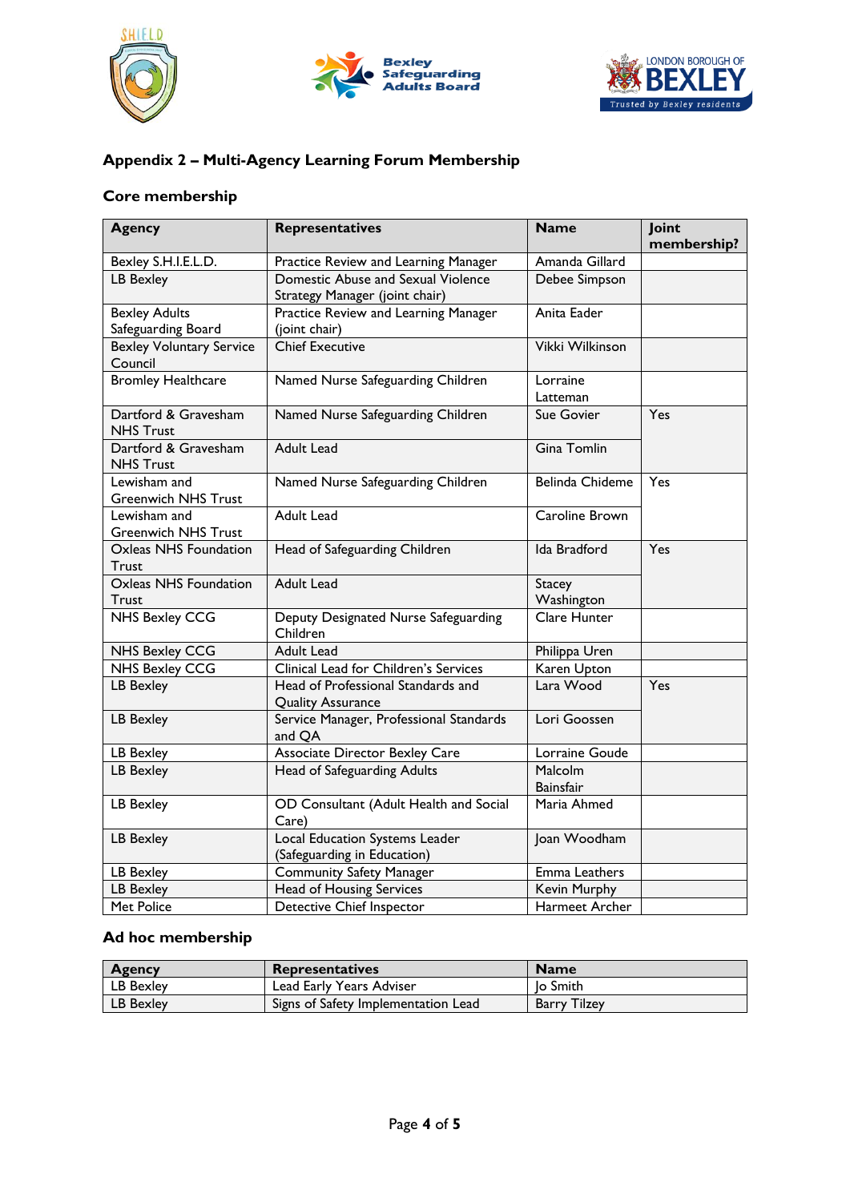## Appendix 2 – Multi-Agency Learning Forum Membership

### Core membership

| Agency | Representatives | Name | Joint membership? |
|---|---|---|---|
| Bexley S.H.I.E.L.D. | Practice Review and Learning Manager | Amanda Gillard | |
| LB Bexley | Domestic Abuse and Sexual Violence Strategy Manager (joint chair) | Debee Simpson | |
| Bexley Adults Safeguarding Board | Practice Review and Learning Manager (joint chair) | Anita Eader | |
| Bexley Voluntary Service Council | Chief Executive | Vikki Wilkinson | |
| Bromley Healthcare | Named Nurse Safeguarding Children | Lorraine Latteman | |
| Dartford & Gravesham NHS Trust | Named Nurse Safeguarding Children | Sue Govier | Yes |
| Dartford & Gravesham NHS Trust | Adult Lead | Gina Tomlin | |
| Lewisham and Greenwich NHS Trust | Named Nurse Safeguarding Children | Belinda Chideme | Yes |
| Lewisham and Greenwich NHS Trust | Adult Lead | Caroline Brown | |
| Oxleas NHS Foundation Trust | Head of Safeguarding Children | Ida Bradford | Yes |
| Oxleas NHS Foundation Trust | Adult Lead | Stacey Washington | |
| NHS Bexley CCG | Deputy Designated Nurse Safeguarding Children | Clare Hunter | |
| NHS Bexley CCG | Adult Lead | Philippa Uren | |
| NHS Bexley CCG | Clinical Lead for Children's Services | Karen Upton | |
| LB Bexley | Head of Professional Standards and Quality Assurance | Lara Wood | Yes |
| LB Bexley | Service Manager, Professional Standards and QA | Lori Goossen | |
| LB Bexley | Associate Director Bexley Care | Lorraine Goude | |
| LB Bexley | Head of Safeguarding Adults | Malcolm Bainsfair | |
| LB Bexley | OD Consultant (Adult Health and Social Care) | Maria Ahmed | |
| LB Bexley | Local Education Systems Leader (Safeguarding in Education) | Joan Woodham | |
| LB Bexley | Community Safety Manager | Emma Leathers | |
| LB Bexley | Head of Housing Services | Kevin Murphy | |
| Met Police | Detective Chief Inspector | Harmeet Archer | |

### Ad hoc membership

| Agency | Representatives | Name |
|---|---|---|
| LB Bexley | Lead Early Years Adviser | Jo Smith |
| LB Bexley | Signs of Safety Implementation Lead | Barry Tilzey |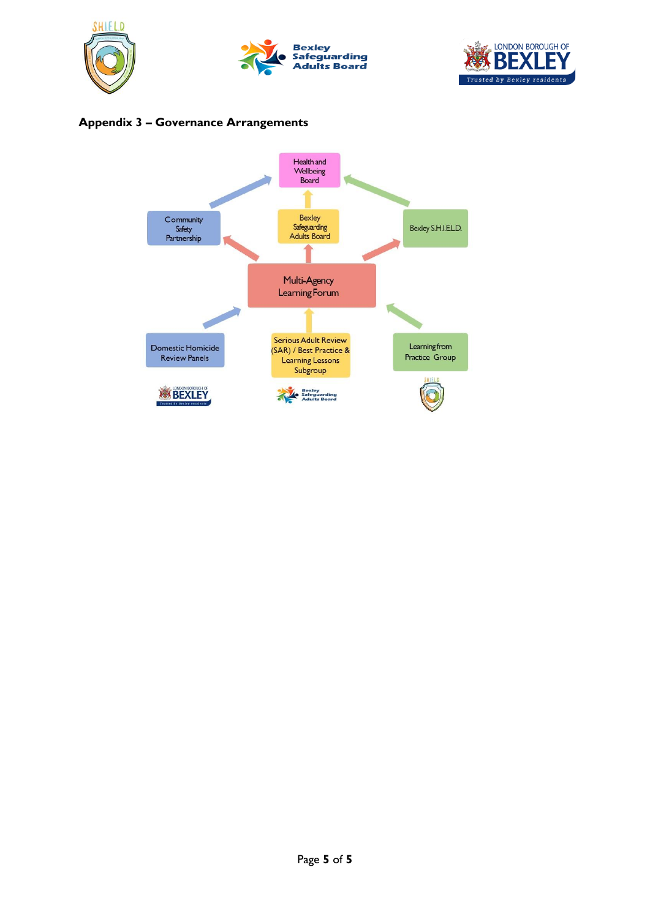## Appendix 3 – Governance Arrangements

Health and Wellbeing Board

Community Safety Partnership

Bexley Safeguarding Adults Board

Bexley S.H.I.E.L.D.

Multi-Agency Learning Forum

Domestic Homicide Review Panels

Serious Adult Review (SAR) / Best Practice & Learning Lessons Subgroup

Learning from Practice Group